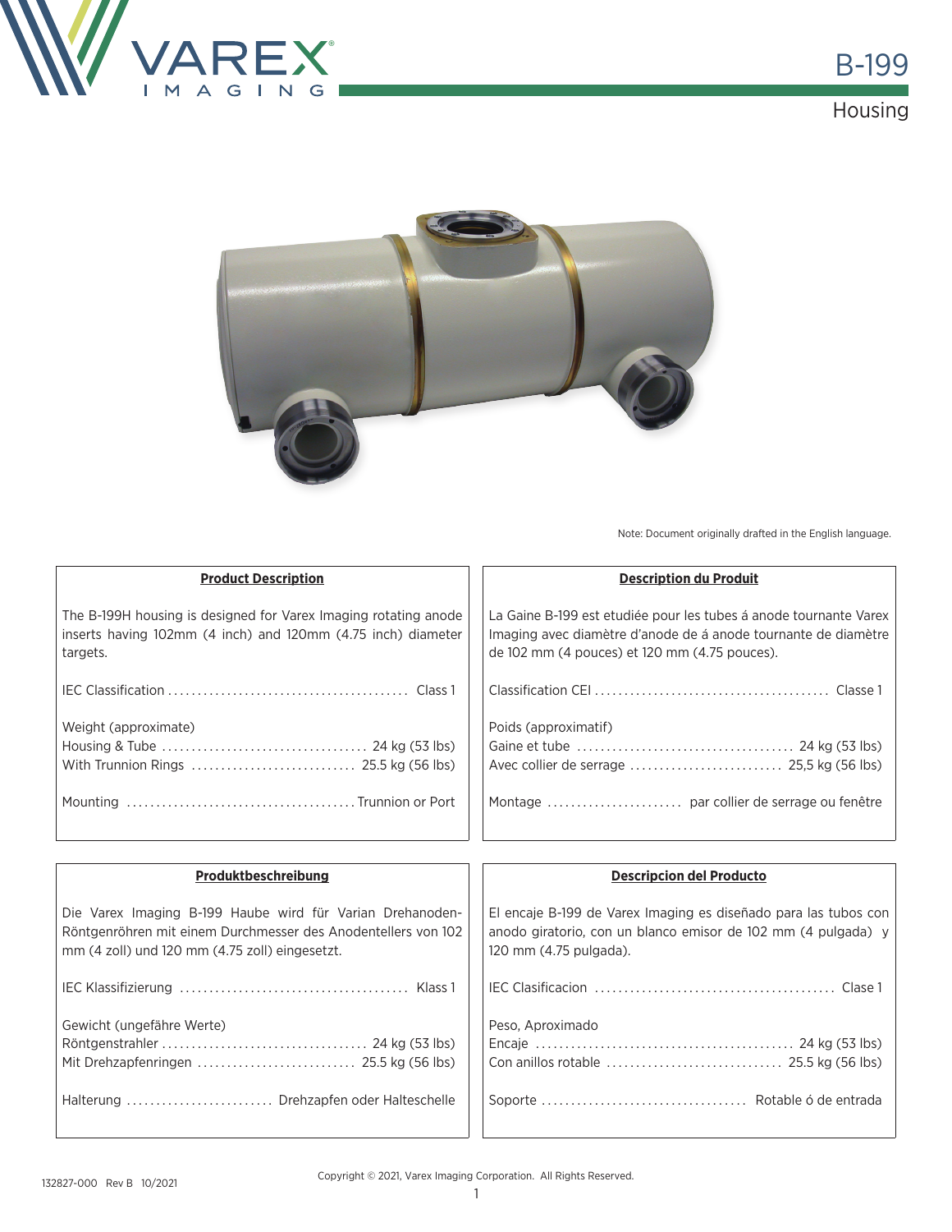# B-199

## Housing

Note: Document originally drafted in the English language.

**Product Description**

The B-199H housing is designed for Varex Imaging rotating anode inserts having 102mm (4 inch) and 120mm (4.75 inch) diameter targets.

IEC Classification ........................................ Class 1

Weight (approximate)
Housing & Tube .................................. 24 kg (53 lbs)
With Trunnion Rings ............................ 25.5 kg (56 lbs)

Mounting ...................................... Trunion or Port

**Description du Produit**

La Gaine B-199 est etudiée pour les tubes á anode tournante Varex Imaging avec diamètre d'anode de á anode tournante de diamètre de 102 mm (4 pouces) et 120 mm (4.75 pouces).

Classification CEI ....................................... Classe 1

Poids (approximatif)
Gaine et tube .................................... 24 kg (53 lbs)
Avec collier de serrage .......................... 25,5 kg (56 lbs)

Montage ...................... par collier de serrage ou fenêtre

**Produktbeschreibung**

Die Varex Imaging B-199 Haube wird für Varian Drehanoden-Röntgenröhren mit einem Durchmesser des Anodentellers von 102 mm (4 zoll) und 120 mm (4.75 zoll) eingesetzt.

IEC Klassifizierung ..................................... Klass 1

Gewicht (ungefähre Werte)
Röntgenstrahler .................................. 24 kg (53 lbs)
Mit Drehzapfenringen ........................... 25.5 kg (56 lbs)

Halterung ......................... Drehzapfen oder Halteschelle

**Descripcion del Producto**

El encaje B-199 de Varex Imaging es diseñado para las tubos con anodo giratorio, con un blanco emisor de 102 mm (4 pulgada) y 120 mm (4.75 pulgada).

IEC Clasificacion ........................................ Clase 1

Peso, Aproximado
Encaje ........................................... 24 kg (53 lbs)
Con anillos rotable ............................. 25.5 kg (56 lbs)

Soporte .................................. Rotable ó de entrada

132827-000 Rev B 10/2021

Copyright © 2021, Varex Imaging Corporation. All Rights Reserved.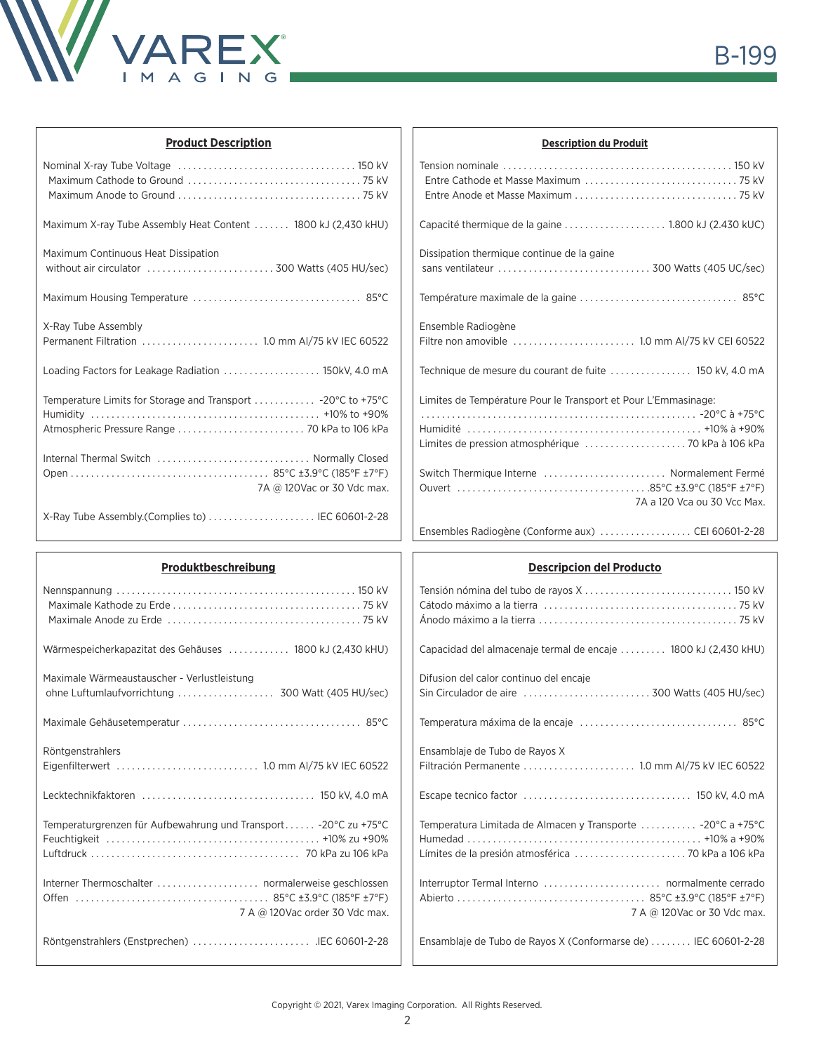# B-199

## Product Description

| | |
|---|---|
| Nominal X-ray Tube Voltage | 150 kV |
| Maximum Cathode to Ground | 75 kV |
| Maximum Anode to Ground | 75 kV |
| Maximum X-ray Tube Assembly Heat Content | 1800 kJ (2,430 kHU) |
| Maximum Continuous Heat Dissipation without air circulator | 300 Watts (405 HU/sec) |
| Maximum Housing Temperature | 85°C |
| X-Ray Tube Assembly Permanent Filtration | 1.0 mm Al/75 kV IEC 60522 |
| Loading Factors for Leakage Radiation | 150kV, 4.0 mA |
| Temperature Limits for Storage and Transport | -20°C to +75°C |
| Humidity | +10% to +90% |
| Atmospheric Pressure Range | 70 kPa to 106 kPa |
| Internal Thermal Switch | Normally Closed |
| Open | 85°C ±3.9°C (185°F ±7°F) 7A @ 120Vac or 30 Vdc max. |
| X-Ray Tube Assembly.(Complies to) | IEC 60601-2-28 |

## Description du Produit

| | |
|---|---|
| Tension nominale | 150 kV |
| Entre Cathode et Masse Maximum | 75 kV |
| Entre Anode et Masse Maximum | 75 kV |
| Capacité thermique de la gaine | 1.800 kJ (2.430 kUC) |
| Dissipation thermique continue de la gaine sans ventilateur | 300 Watts (405 UC/sec) |
| Température maximale de la gaine | 85°C |
| Ensemble Radiogène Filtre non amovible | 1.0 mm Al/75 kV CEI 60522 |
| Technique de mesure du courant de fuite | 150 kV, 4.0 mA |
| Limites de Température Pour le Transport et Pour L'Emmasinage: | -20°C à +75°C |
| Humidité | +10% à +90% |
| Limites de pression atmosphérique | 70 kPa à 106 kPa |
| Switch Thermique Interne | Normalement Fermé |
| Ouvert | 85°C ±3.9°C (185°F ±7°F) 7A a 120 Vca ou 30 Vcc Max. |
| Ensembles Radiogène (Conforme aux) | CEI 60601-2-28 |

## Produktbeschreibung

| | |
|---|---|
| Nennspannung | 150 kV |
| Maximale Kathode zu Erde | 75 kV |
| Maximale Anode zu Erde | 75 kV |
| Wärmespeicherkapazitat des Gehäuses | 1800 kJ (2,430 kHU) |
| Maximale Wärmeaustauscher - Verlustleistung ohne Luftumlaufvorrichtung | 300 Watt (405 HU/sec) |
| Maximale Gehäusetemperatur | 85°C |
| Röntgenstrahlers Eigenfilterwert | 1.0 mm Al/75 kV IEC 60522 |
| Lecktechnikfaktoren | 150 kV, 4.0 mA |
| Temperaturgrenzen für Aufbewahrung und Transport | -20°C zu +75°C |
| Feuchtigkeit | +10% zu +90% |
| Luftdruck | 70 kPa zu 106 kPa |
| Interner Thermoschalter | normalerweise geschlossen |
| Offen | 85°C ±3.9°C (185°F ±7°F) 7 A @ 120Vac order 30 Vdc max. |
| Röntgenstrahlers (Enstprechen) | IEC 60601-2-28 |

## Descripcion del Producto

| | |
|---|---|
| Tensión nómina del tubo de rayos X | 150 kV |
| Cátodo máximo a la tierra | 75 kV |
| Ánodo máximo a la tierra | 75 kV |
| Capacidad del almacenaje termal de encaje | 1800 kJ (2,430 kHU) |
| Difusion del calor continuo del encaje Sin Circulador de aire | 300 Watts (405 HU/sec) |
| Temperatura máxima de la encaje | 85°C |
| Ensamblaje de Tubo de Rayos X Filtración Permanente | 1.0 mm Al/75 kV IEC 60522 |
| Escape tecnico factor | 150 kV, 4.0 mA |
| Temperatura Limitada de Almacen y Transporte | -20°C a +75°C |
| Humedad | +10% a +90% |
| Límites de la presión atmosférica | 70 kPa a 106 kPa |
| Interruptor Termal Interno | normalmente cerrado |
| Abierto | 85°C ±3.9°C (185°F ±7°F) 7 A @ 120Vac or 30 Vdc max. |
| Ensamblaje de Tubo de Rayos X (Conformarse de) | IEC 60601-2-28 |

Copyright © 2021, Varex Imaging Corporation. All Rights Reserved.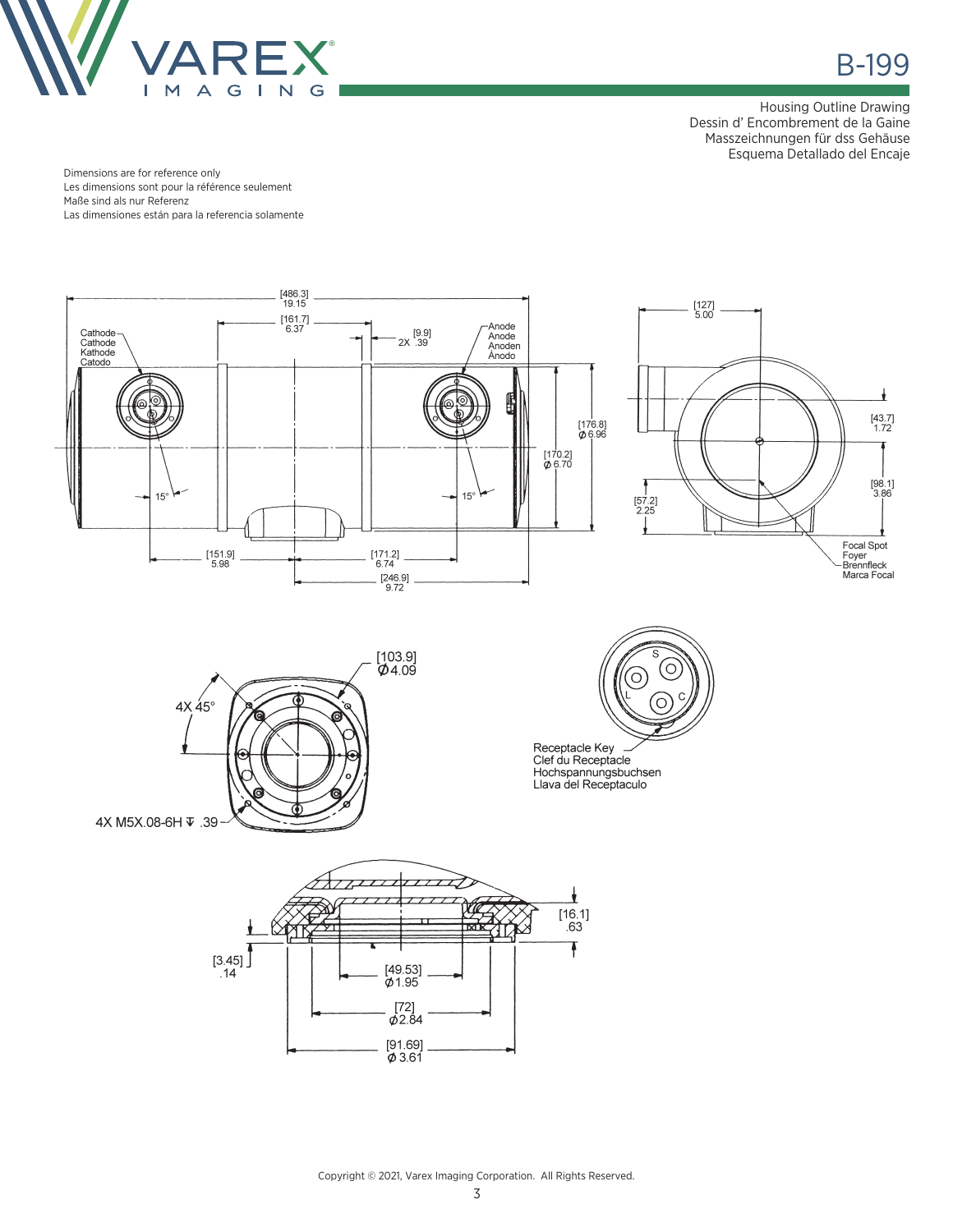# B-199

Housing Outline Drawing
Dessin d' Encombrement de la Gaine
Masszeichnungen für dss Gehäuse
Esquema Detallado del Encaje

Dimensions are for reference only
Les dimensions sont pour la référence seulement
Maße sind als nur Referenz
Las dimensiones están para la referencia solamente

[486.3]
19.15

[161.7]
6.37

[9.9]
2X .39

Cathode
Cathode
Kathode
Catodo

Anode
Anode
Anoden
Ánodo

[176.8]
Ø 6.96

[170.2]
Ø 6.70

15°

15°

[151.9]
5.98

[171.2]
6.74

[246.9]
9.72

[127]
5.00

[43.7]
1.72

[98.1]
3.86

[57.2]
2.25

Focal Spot
Foyer
Brennfleck
Marca Focal

[103.9]
Ø4.09

4X 45°

4X M5X.08-6H ↧ .39

S
L
C

Receptacle Key
Clef du Receptacle
Hochspannungsbuchsen
Llava del Receptaculo

[16.1]
.63

[3.45]
.14

[49.53]
Ø1.95

[72]
Ø2.84

[91.69]
Ø 3.61

Copyright © 2021, Varex Imaging Corporation. All Rights Reserved.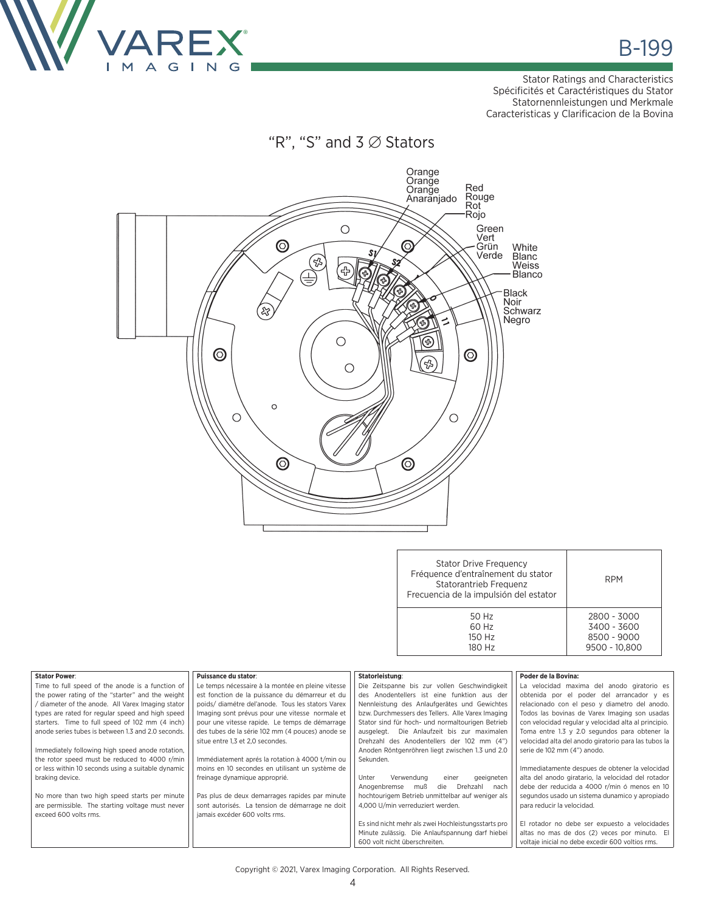# B-199

Stator Ratings and Characteristics
Spécificités et Caractéristiques du Stator
Statornennleistungen und Merkmale
Caracteristicas y Clarificacion de la Bovina

## "R", "S" and 3 ∅ Stators

Orange
Orange
Orange
Anaranjado

Red
Rouge
Rot
Rojo

Green
Vert
Grün
Verde

White
Blanc
Weiss
Blanco

Black
Noir
Schwarz
Negro

| Stator Drive Frequency<br>Fréquence d'entraînement du stator<br>Statorantrieb Frequenz<br>Frecuencia de la impulsión del estator | RPM |
|---|---|
| 50 Hz | 2800 - 3000 |
| 60 Hz | 3400 - 3600 |
| 150 Hz | 8500 - 9000 |
| 180 Hz | 9500 - 10,800 |

**Stator Power**:
Time to full speed of the anode is a function of the power rating of the "starter" and the weight / diameter of the anode. All Varex Imaging stator types are rated for regular speed and high speed starters. Time to full speed of 102 mm (4 inch) anode series tubes is between 1.3 and 2.0 seconds.

Immediately following high speed anode rotation, the rotor speed must be reduced to 4000 r/min or less within 10 seconds using a suitable dynamic braking device.

No more than two high speed starts per minute are permissible. The starting voltage must never exceed 600 volts rms.

**Puissance du stator**:
Le temps nécessaire à la montée en pleine vitesse est fonction de la puissance du démarreur et du poids/ diamétre del'anode. Tous les stators Varex Imaging sont prévus pour une vitesse normale et pour une vitesse rapide. Le temps de démarrage des tubes de la série 102 mm (4 pouces) anode se situe entre 1,3 et 2,0 secondes.

Immédiatement aprés la rotation à 4000 t/min ou moins en 10 secondes en utilisant un système de freinage dynamique approprié.

Pas plus de deux demarrages rapides par minute sont autorisés. La tension de démarrage ne doit jamais excéder 600 volts rms.

**Statorleistung**:
Die Zeitspanne bis zur vollen Geschwindigkeit des Anodentellers ist eine funktion aus der Nennleistung des Anlaufgerätes und Gewichtes bzw. Durchmessers des Tellers. Alle Varex Imaging Stator sind für hoch- und normaltourigen Betrieb ausgelegt. Die Anlaufzeit bis zur maximalen Drehzahl des Anodentellers der 102 mm (4") Anoden Röntgenröhren liegt zwischen 1.3 und 2.0 Sekunden.

Unter Verwendung einer geeigneten Anogenbremse muß die Drehzahl nach hochtourigem Betrieb unmittelbar auf weniger als 4,000 U/min verreduziert werden.

Es sind nicht mehr als zwei Hochleistungsstarts pro Minute zulässig. Die Anlaufspannung darf hiebei 600 volt nicht überschreiten.

**Poder de la Bovina:**
La velocidad maxima del anodo giratorio es obtenida por el poder del arrancador y es relacionado con el peso y diametro del anodo. Todos las bovinas de Varex Imaging son usadas con velocidad regular y velocidad alta al principio. Toma entre 1.3 y 2.0 segundos para obtener la velocidad alta del anodo giratorio para las tubos la serie de 102 mm (4") anodo.

Immediatamente despues de obtener la velocidad alta del anodo giratario, la velocidad del rotador debe der reducida a 4000 r/min ó menos en 10 segundos usado un sistema dunamico y apropiado para reducir la velocidad.

El rotador no debe ser expuesto a velocidades altas no mas de dos (2) veces por minuto. El voltaje inicial no debe excedir 600 voltios rms.

Copyright © 2021, Varex Imaging Corporation. All Rights Reserved.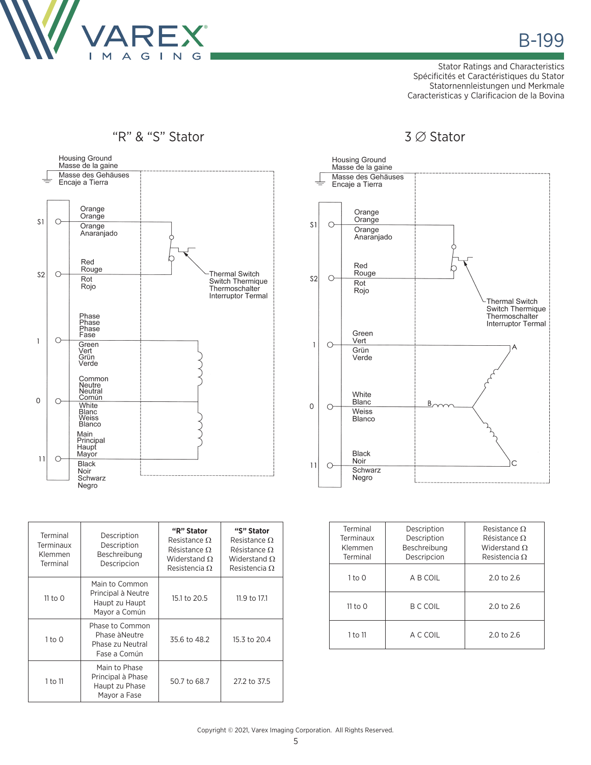# B-199

Stator Ratings and Characteristics
Spécificités et Caractéristiques du Stator
Statornennleistungen und Merkmale
Caracteristicas y Clarificacion de la Bovina

## "R" & "S" Stator

Housing Ground
Masse de la gaine
Masse des Gehäuses
Encaje a Tierra

S1 — Orange / Orange / Orange / Anaranjado

S2 — Red / Rouge / Rot / Rojo

Thermal Switch / Switch Thermique / Thermoschalter / Interruptor Termal

1 — Phase / Phase / Phase / Fase — Green / Vert / Grün / Verde

0 — Common / Neutre / Neutral / Común — White / Blanc / Weiss / Blanco

11 — Main / Principal / Haupt / Mayor — Black / Noir / Schwarz / Negro

## 3 ∅ Stator

Housing Ground
Masse de la gaine
Masse des Gehäuses
Encaje a Tierra

S1 — Orange / Orange / Orange / Anaranjado

S2 — Red / Rouge / Rot / Rojo

Thermal Switch / Switch Thermique / Thermoschalter / Interruptor Termal

1 — Green / Vert / Grün / Verde — A

0 — White / Blanc / Weiss / Blanco — B

11 — Black / Noir / Schwarz / Negro — C

| Terminal<br>Terminaux<br>Klemmen<br>Terminal | Description<br>Description<br>Beschreibung<br>Descripcion | **"R" Stator**<br>Resistance Ω<br>Résistance Ω<br>Widerstand Ω<br>Resistencia Ω | **"S" Stator**<br>Resistance Ω<br>Résistance Ω<br>Widerstand Ω<br>Resistencia Ω |
|---|---|---|---|
| 11 to 0 | Main to Common<br>Principal à Neutre<br>Haupt zu Haupt<br>Mayor a Común | 15.1 to 20.5 | 11.9 to 17.1 |
| 1 to 0 | Phase to Common<br>Phase àNeutre<br>Phase zu Neutral<br>Fase a Común | 35.6 to 48.2 | 15.3 to 20.4 |
| 1 to 11 | Main to Phase<br>Principal à Phase<br>Haupt zu Phase<br>Mayor a Fase | 50.7 to 68.7 | 27.2 to 37.5 |

| Terminal<br>Terminaux<br>Klemmen<br>Terminal | Description<br>Description<br>Beschreibung<br>Descripcion | Resistance Ω<br>Résistance Ω<br>Widerstand Ω<br>Resistencia Ω |
|---|---|---|
| 1 to 0 | A B COIL | 2.0 to 2.6 |
| 11 to 0 | B C COIL | 2.0 to 2.6 |
| 1 to 11 | A C COIL | 2.0 to 2.6 |

Copyright © 2021, Varex Imaging Corporation. All Rights Reserved.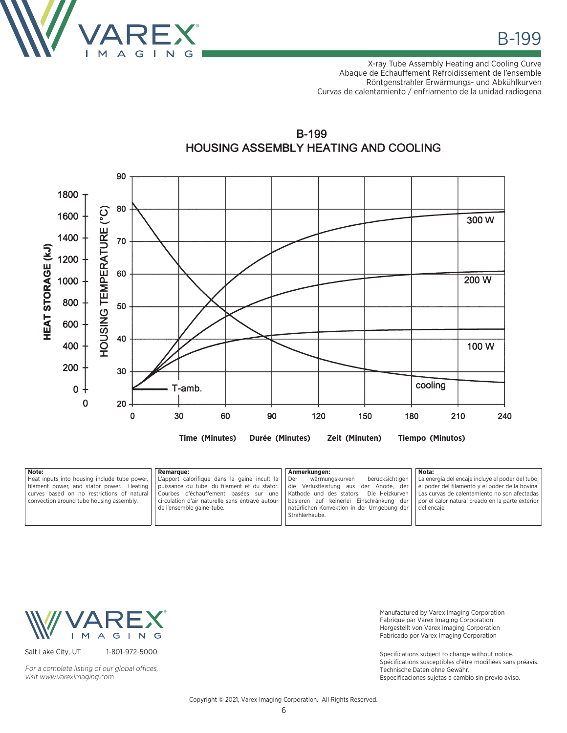# B-199

X-ray Tube Assembly Heating and Cooling Curve
Abaque de Échauffement Refroidissement de l'ensemble
Röntgenstrahler Erwärmungs- und Abkühlkurven
Curvas de calentamiento / enfriamento de la unidad radiogena

## B-199
## HOUSING ASSEMBLY HEATING AND COOLING

HEAT STORAGE (kJ)
1800
1600
1400
1200
1000
800
600
400
200
0
0

HOUSING TEMPERATURE (°C)
90
80
70
60
50
40
30
20

300 W
200 W
100 W
T-amb.
cooling

0 30 60 90 120 150 180 210 240

**Time (Minutes)** **Durée (Minutes)** **Zeit (Minuten)** **Tiempo (Minutos)**

**Note:**
Heat inputs into housing include tube power, filament power, and stator power. Heating curves based on no restrictions of natural convection around tube housing assembly.

**Remarque:**
L'apport calorifique dans la gaine incult la puissance du tube, du filament et du stator. Courbes d'échauffement basées sur une circulation d'air naturelle sans entrave autour de l'ensemble gaine-tube.

**Anmerkungen:**
Der wärmungskurven berücksichtigen die Verlustleistung aus der Anode, der Kathode und des stators. Die Heizkurven basieren auf keinerlei Einschränkung der natürlichen Konvektion in der Umgebung der Strahlerhaube.

**Nota:**
La energia del encaje incluye el poder del tubo, el poder del filamento y el poder de la bovina. Las curvas de calentamiento no son afectadas por el calor natural creado en la parte exterior del encaje.

Salt Lake City, UT 1-801-972-5000

*For a complete listing of our global offices, visit www.vareximaging.com*

Manufactured by Varex Imaging Corporation
Fabrique par Varex Imaging Corporation
Hergestellt von Varex Imaging Corporation
Fabricado por Varex Imaging Corporation

Specifications subject to change without notice.
Spécifications susceptibles d'être modifiées sans préavis.
Technische Daten ohne Gewähr.
Especificaciones sujetas a cambio sin previo aviso.

Copyright © 2021, Varex Imaging Corporation. All Rights Reserved.